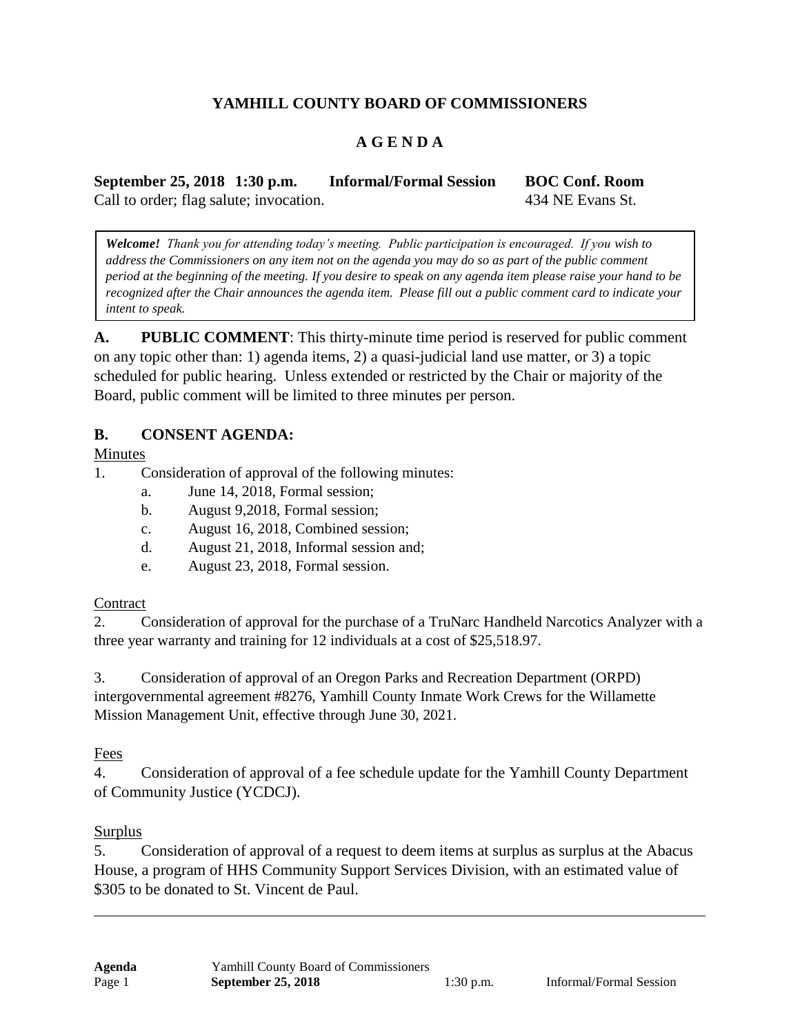**YAMHILL COUNTY BOARD OF COMMISSIONERS**

**A G E N D A**

**September 25, 2018 1:30 p.m. Informal/Formal Session BOC Conf. Room**

Call to order; flag salute; invocation. 434 NE Evans St.

> ***Welcome!*** *Thank you for attending today's meeting. Public participation is encouraged. If you wish to address the Commissioners on any item not on the agenda you may do so as part of the public comment period at the beginning of the meeting. If you desire to speak on any agenda item please raise your hand to be recognized after the Chair announces the agenda item. Please fill out a public comment card to indicate your intent to speak.*

**A. PUBLIC COMMENT**: This thirty-minute time period is reserved for public comment on any topic other than: 1) agenda items, 2) a quasi-judicial land use matter, or 3) a topic scheduled for public hearing. Unless extended or restricted by the Chair or majority of the Board, public comment will be limited to three minutes per person.

**B. CONSENT AGENDA:**

Minutes

1. Consideration of approval of the following minutes:
   a. June 14, 2018, Formal session;
   b. August 9,2018, Formal session;
   c. August 16, 2018, Combined session;
   d. August 21, 2018, Informal session and;
   e. August 23, 2018, Formal session.

Contract

2. Consideration of approval for the purchase of a TruNarc Handheld Narcotics Analyzer with a three year warranty and training for 12 individuals at a cost of $25,518.97.

3. Consideration of approval of an Oregon Parks and Recreation Department (ORPD) intergovernmental agreement #8276, Yamhill County Inmate Work Crews for the Willamette Mission Management Unit, effective through June 30, 2021.

Fees

4. Consideration of approval of a fee schedule update for the Yamhill County Department of Community Justice (YCDCJ).

Surplus

5. Consideration of approval of a request to deem items at surplus as surplus at the Abacus House, a program of HHS Community Support Services Division, with an estimated value of $305 to be donated to St. Vincent de Paul.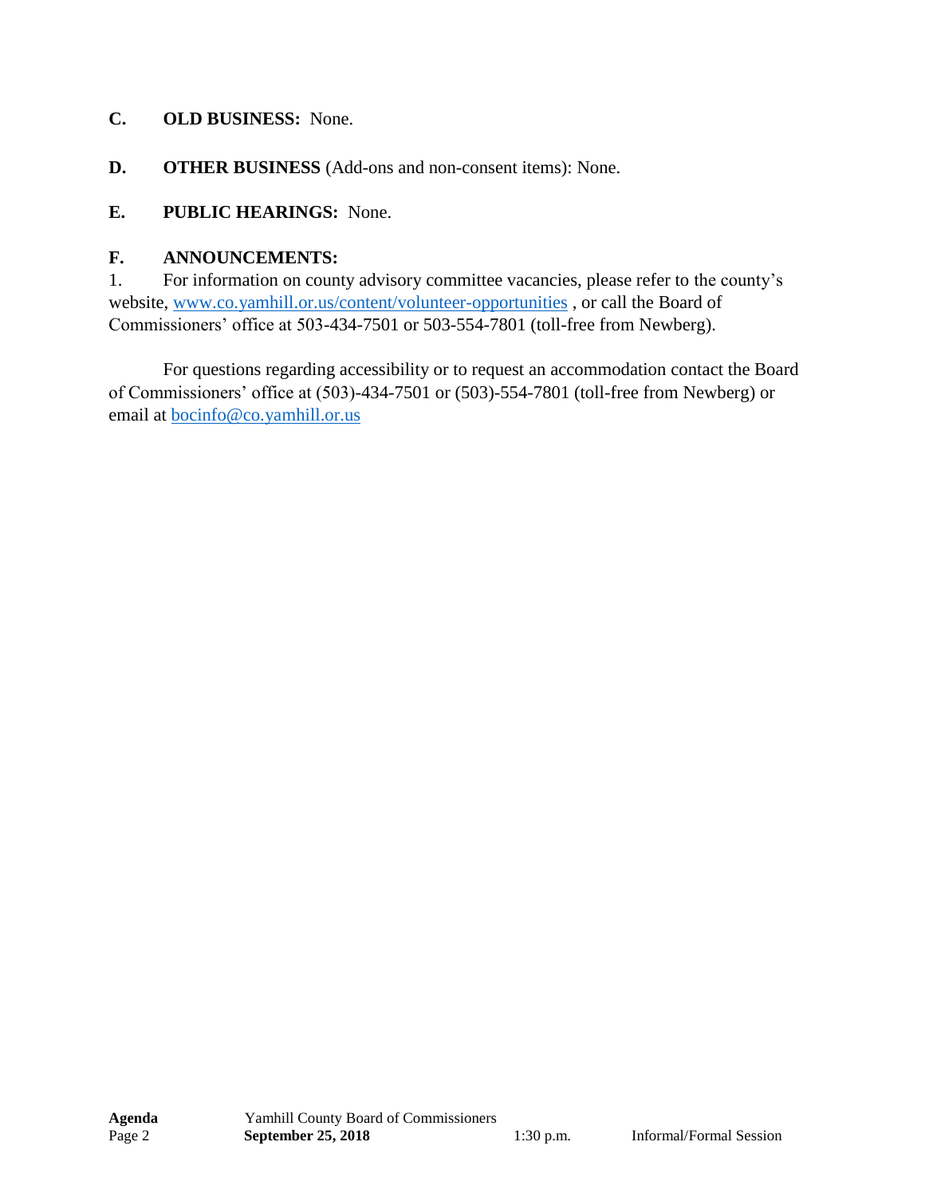**C. OLD BUSINESS:** None.

**D. OTHER BUSINESS** (Add-ons and non-consent items): None.

**E. PUBLIC HEARINGS:** None.

**F. ANNOUNCEMENTS:**

1. For information on county advisory committee vacancies, please refer to the county's website, www.co.yamhill.or.us/content/volunteer-opportunities , or call the Board of Commissioners' office at 503-434-7501 or 503-554-7801 (toll-free from Newberg).

For questions regarding accessibility or to request an accommodation contact the Board of Commissioners' office at (503)-434-7501 or (503)-554-7801 (toll-free from Newberg) or email at bocinfo@co.yamhill.or.us